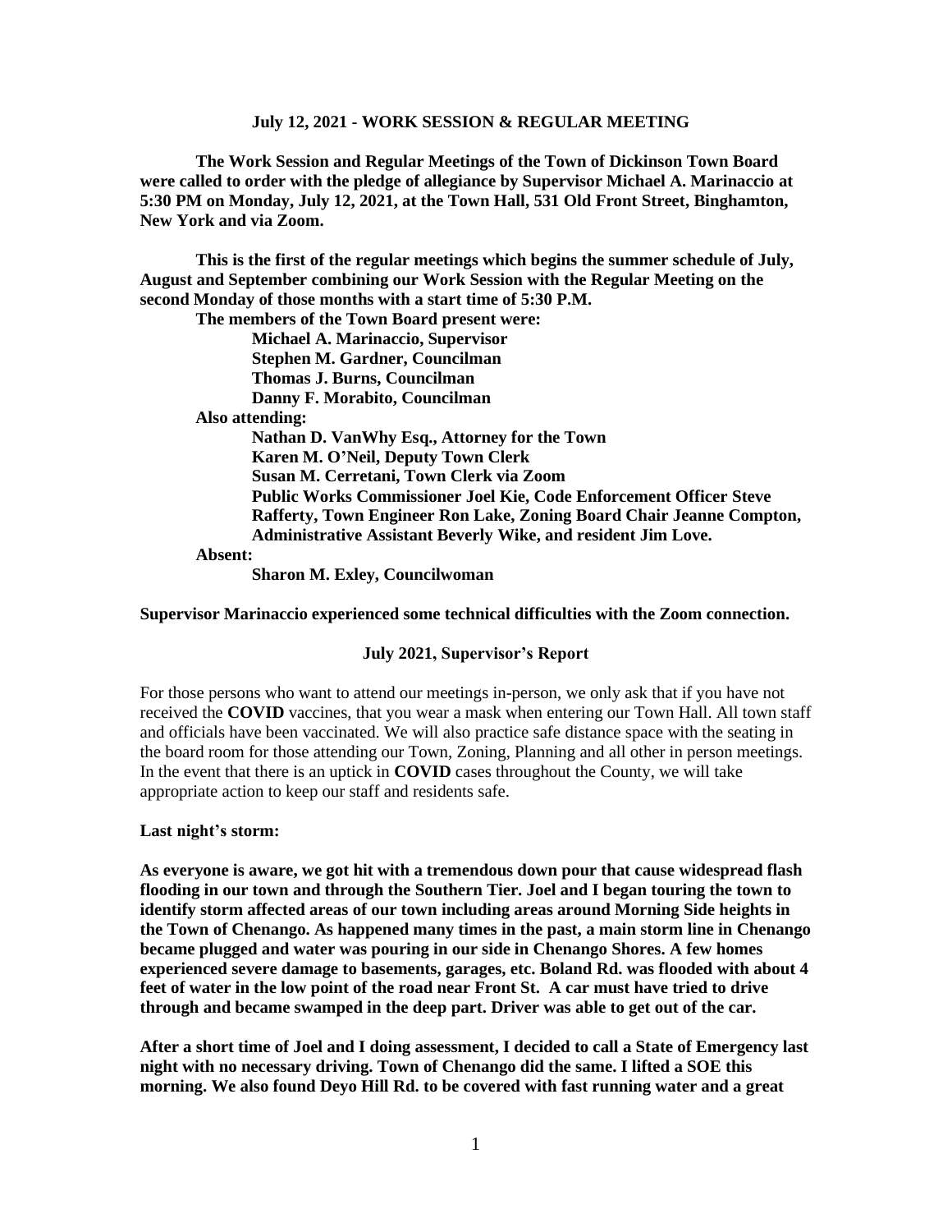**July 12, 2021 - WORK SESSION & REGULAR MEETING**

**The Work Session and Regular Meetings of the Town of Dickinson Town Board were called to order with the pledge of allegiance by Supervisor Michael A. Marinaccio at 5:30 PM on Monday, July 12, 2021, at the Town Hall, 531 Old Front Street, Binghamton, New York and via Zoom.**

**This is the first of the regular meetings which begins the summer schedule of July, August and September combining our Work Session with the Regular Meeting on the second Monday of those months with a start time of 5:30 P.M.**

**The members of the Town Board present were:**

**Michael A. Marinaccio, Supervisor**
**Stephen M. Gardner, Councilman**
**Thomas J. Burns, Councilman**
**Danny F. Morabito, Councilman**

**Also attending:**

**Nathan D. VanWhy Esq., Attorney for the Town**
**Karen M. O'Neil, Deputy Town Clerk**
**Susan M. Cerretani, Town Clerk via Zoom**
**Public Works Commissioner Joel Kie, Code Enforcement Officer Steve Rafferty, Town Engineer Ron Lake, Zoning Board Chair Jeanne Compton, Administrative Assistant Beverly Wike, and resident Jim Love.**

**Absent:**

**Sharon M. Exley, Councilwoman**

**Supervisor Marinaccio experienced some technical difficulties with the Zoom connection.**

**July 2021, Supervisor's Report**

For those persons who want to attend our meetings in-person, we only ask that if you have not received the **COVID** vaccines, that you wear a mask when entering our Town Hall. All town staff and officials have been vaccinated. We will also practice safe distance space with the seating in the board room for those attending our Town, Zoning, Planning and all other in person meetings. In the event that there is an uptick in **COVID** cases throughout the County, we will take appropriate action to keep our staff and residents safe.

**Last night's storm:**

**As everyone is aware, we got hit with a tremendous down pour that cause widespread flash flooding in our town and through the Southern Tier. Joel and I began touring the town to identify storm affected areas of our town including areas around Morning Side heights in the Town of Chenango. As happened many times in the past, a main storm line in Chenango became plugged and water was pouring in our side in Chenango Shores. A few homes experienced severe damage to basements, garages, etc. Boland Rd. was flooded with about 4 feet of water in the low point of the road near Front St. A car must have tried to drive through and became swamped in the deep part. Driver was able to get out of the car.**

**After a short time of Joel and I doing assessment, I decided to call a State of Emergency last night with no necessary driving. Town of Chenango did the same. I lifted a SOE this morning. We also found Deyo Hill Rd. to be covered with fast running water and a great**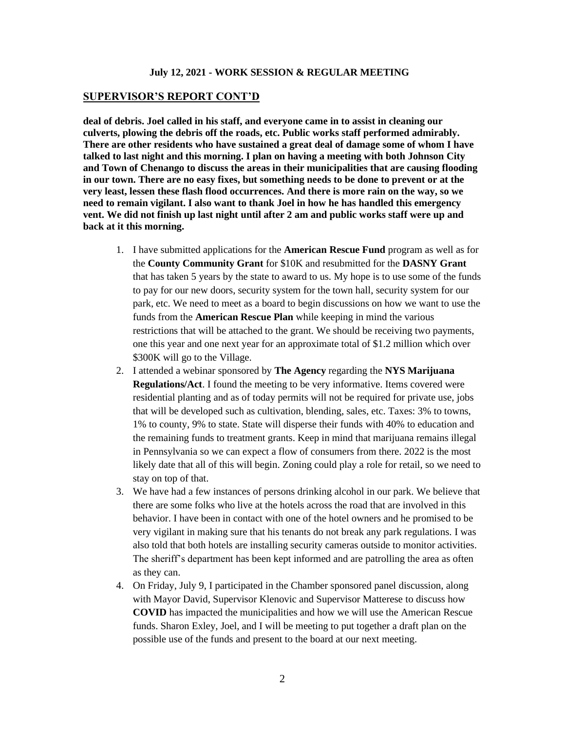**July 12, 2021 - WORK SESSION & REGULAR MEETING**

## SUPERVISOR'S REPORT CONT'D

**deal of debris. Joel called in his staff, and everyone came in to assist in cleaning our culverts, plowing the debris off the roads, etc. Public works staff performed admirably. There are other residents who have sustained a great deal of damage some of whom I have talked to last night and this morning. I plan on having a meeting with both Johnson City and Town of Chenango to discuss the areas in their municipalities that are causing flooding in our town. There are no easy fixes, but something needs to be done to prevent or at the very least, lessen these flash flood occurrences. And there is more rain on the way, so we need to remain vigilant. I also want to thank Joel in how he has handled this emergency vent. We did not finish up last night until after 2 am and public works staff were up and back at it this morning.**

1. I have submitted applications for the **American Rescue Fund** program as well as for the **County Community Grant** for $10K and resubmitted for the **DASNY Grant** that has taken 5 years by the state to award to us. My hope is to use some of the funds to pay for our new doors, security system for the town hall, security system for our park, etc. We need to meet as a board to begin discussions on how we want to use the funds from the **American Rescue Plan** while keeping in mind the various restrictions that will be attached to the grant. We should be receiving two payments, one this year and one next year for an approximate total of $1.2 million which over $300K will go to the Village.
2. I attended a webinar sponsored by **The Agency** regarding the **NYS Marijuana Regulations/Act**. I found the meeting to be very informative. Items covered were residential planting and as of today permits will not be required for private use, jobs that will be developed such as cultivation, blending, sales, etc. Taxes: 3% to towns, 1% to county, 9% to state. State will disperse their funds with 40% to education and the remaining funds to treatment grants. Keep in mind that marijuana remains illegal in Pennsylvania so we can expect a flow of consumers from there. 2022 is the most likely date that all of this will begin. Zoning could play a role for retail, so we need to stay on top of that.
3. We have had a few instances of persons drinking alcohol in our park. We believe that there are some folks who live at the hotels across the road that are involved in this behavior. I have been in contact with one of the hotel owners and he promised to be very vigilant in making sure that his tenants do not break any park regulations. I was also told that both hotels are installing security cameras outside to monitor activities. The sheriff's department has been kept informed and are patrolling the area as often as they can.
4. On Friday, July 9, I participated in the Chamber sponsored panel discussion, along with Mayor David, Supervisor Klenovic and Supervisor Matterese to discuss how **COVID** has impacted the municipalities and how we will use the American Rescue funds. Sharon Exley, Joel, and I will be meeting to put together a draft plan on the possible use of the funds and present to the board at our next meeting.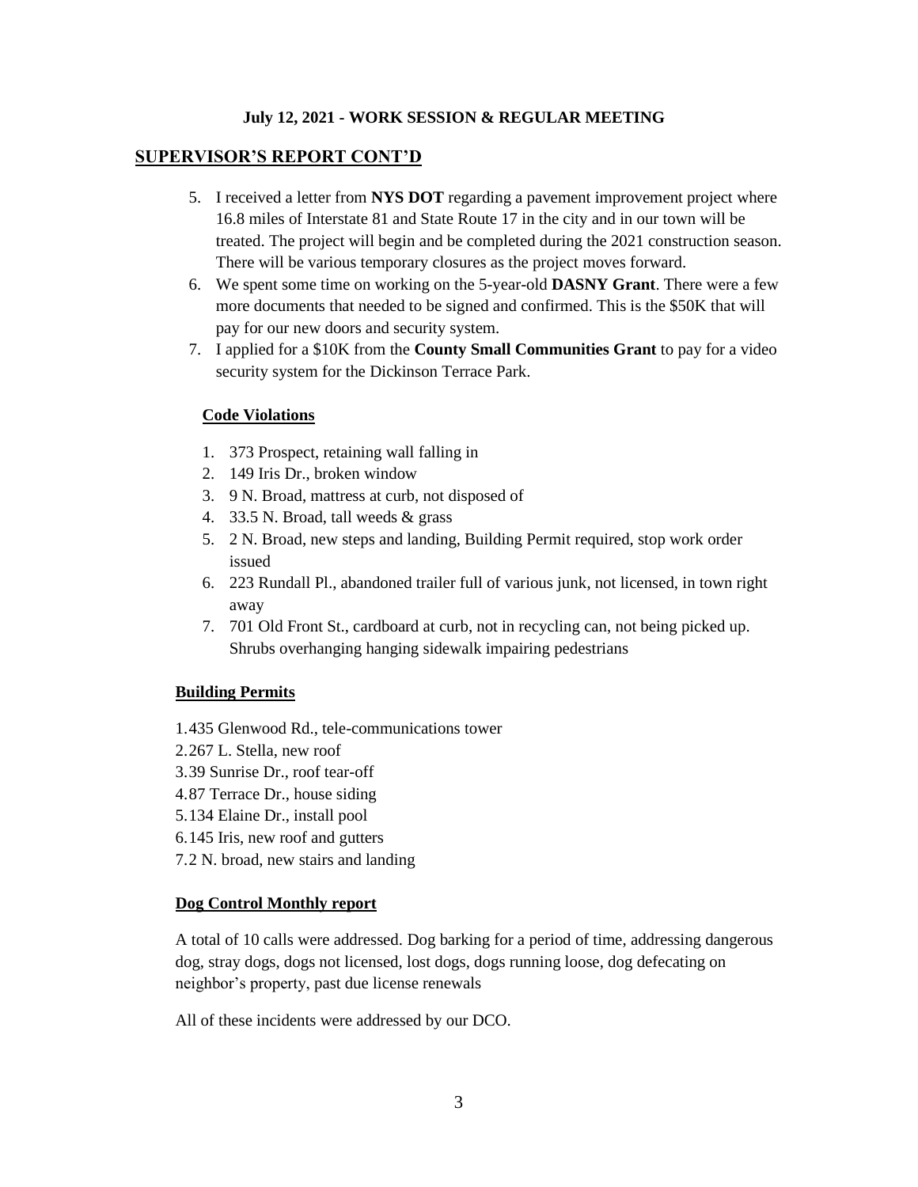**July 12, 2021 - WORK SESSION & REGULAR MEETING**

## SUPERVISOR'S REPORT CONT'D

5. I received a letter from **NYS DOT** regarding a pavement improvement project where 16.8 miles of Interstate 81 and State Route 17 in the city and in our town will be treated. The project will begin and be completed during the 2021 construction season. There will be various temporary closures as the project moves forward.
6. We spent some time on working on the 5-year-old **DASNY Grant**. There were a few more documents that needed to be signed and confirmed. This is the $50K that will pay for our new doors and security system.
7. I applied for a $10K from the **County Small Communities Grant** to pay for a video security system for the Dickinson Terrace Park.

### Code Violations

1. 373 Prospect, retaining wall falling in
2. 149 Iris Dr., broken window
3. 9 N. Broad, mattress at curb, not disposed of
4. 33.5 N. Broad, tall weeds & grass
5. 2 N. Broad, new steps and landing, Building Permit required, stop work order issued
6. 223 Rundall Pl., abandoned trailer full of various junk, not licensed, in town right away
7. 701 Old Front St., cardboard at curb, not in recycling can, not being picked up. Shrubs overhanging hanging sidewalk impairing pedestrians

### Building Permits

1. 435 Glenwood Rd., tele-communications tower
2. 267 L. Stella, new roof
3. 39 Sunrise Dr., roof tear-off
4. 87 Terrace Dr., house siding
5. 134 Elaine Dr., install pool
6. 145 Iris, new roof and gutters
7. 2 N. broad, new stairs and landing

### Dog Control Monthly report

A total of 10 calls were addressed. Dog barking for a period of time, addressing dangerous dog, stray dogs, dogs not licensed, lost dogs, dogs running loose, dog defecating on neighbor's property, past due license renewals

All of these incidents were addressed by our DCO.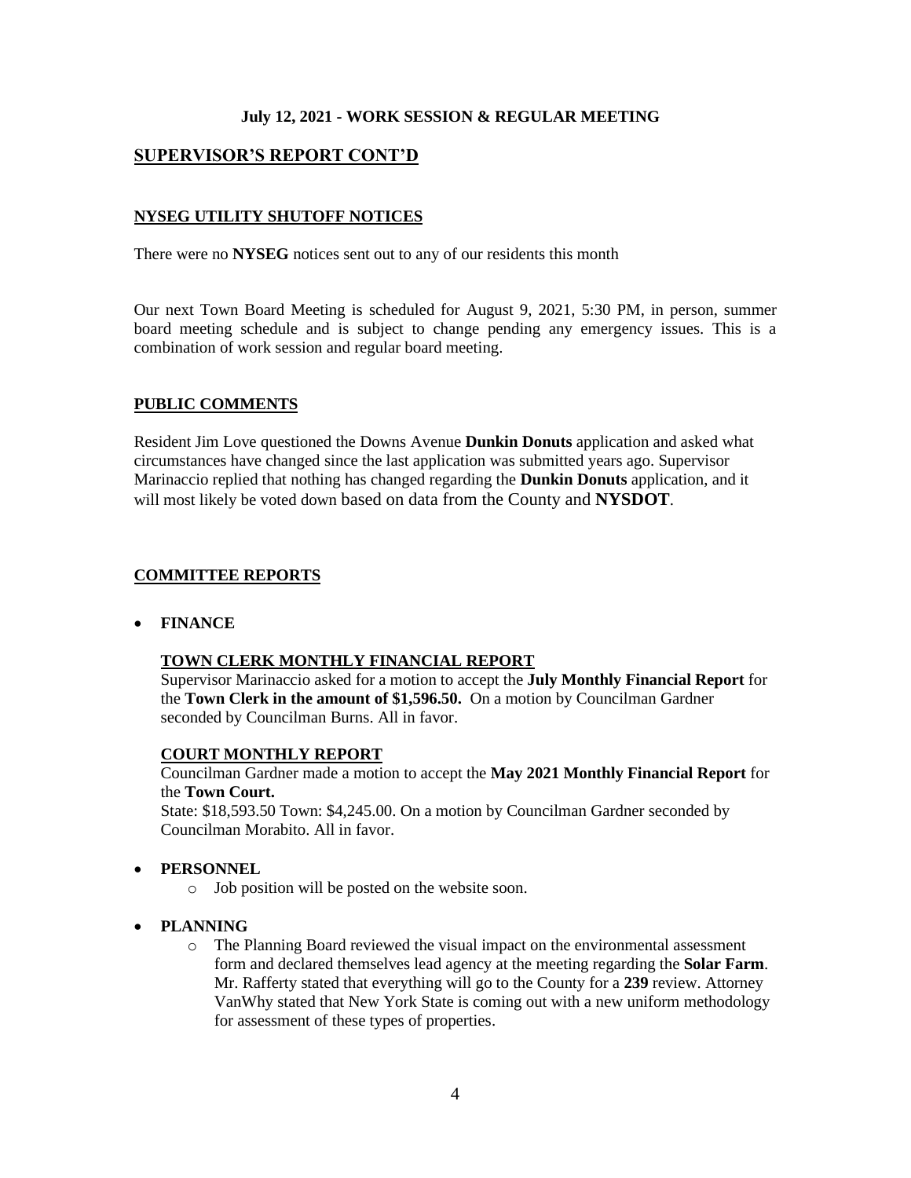**July 12, 2021 - WORK SESSION & REGULAR MEETING**

## SUPERVISOR'S REPORT CONT'D

### NYSEG UTILITY SHUTOFF NOTICES

There were no **NYSEG** notices sent out to any of our residents this month

Our next Town Board Meeting is scheduled for August 9, 2021, 5:30 PM, in person, summer board meeting schedule and is subject to change pending any emergency issues. This is a combination of work session and regular board meeting.

### PUBLIC COMMENTS

Resident Jim Love questioned the Downs Avenue **Dunkin Donuts** application and asked what circumstances have changed since the last application was submitted years ago. Supervisor Marinaccio replied that nothing has changed regarding the **Dunkin Donuts** application, and it will most likely be voted down based on data from the County and **NYSDOT**.

### COMMITTEE REPORTS

- **FINANCE**

  **TOWN CLERK MONTHLY FINANCIAL REPORT**
  Supervisor Marinaccio asked for a motion to accept the **July Monthly Financial Report** for the **Town Clerk in the amount of $1,596.50.** On a motion by Councilman Gardner seconded by Councilman Burns. All in favor.

  **COURT MONTHLY REPORT**
  Councilman Gardner made a motion to accept the **May 2021 Monthly Financial Report** for the **Town Court.**
  State: $18,593.50 Town: $4,245.00. On a motion by Councilman Gardner seconded by Councilman Morabito. All in favor.

- **PERSONNEL**
  - Job position will be posted on the website soon.

- **PLANNING**
  - The Planning Board reviewed the visual impact on the environmental assessment form and declared themselves lead agency at the meeting regarding the **Solar Farm**. Mr. Rafferty stated that everything will go to the County for a **239** review. Attorney VanWhy stated that New York State is coming out with a new uniform methodology for assessment of these types of properties.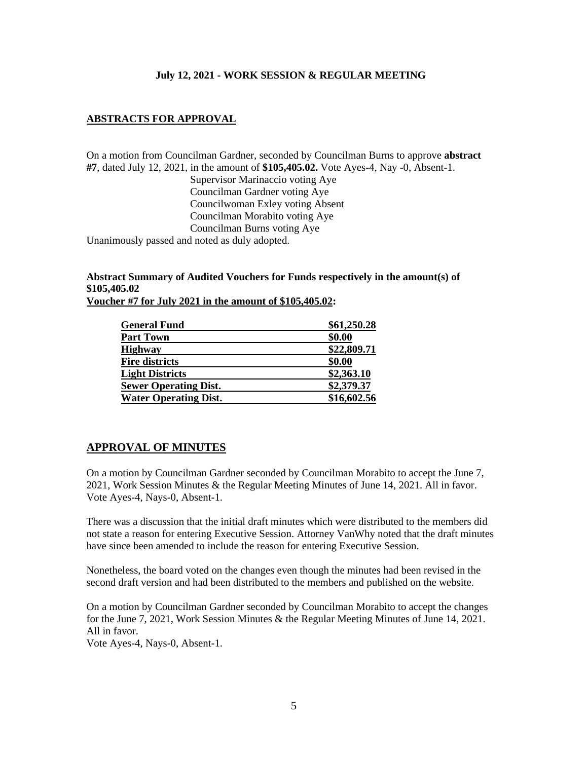**July 12, 2021 - WORK SESSION & REGULAR MEETING**

## ABSTRACTS FOR APPROVAL

On a motion from Councilman Gardner, seconded by Councilman Burns to approve **abstract #7**, dated July 12, 2021, in the amount of **$105,405.02.** Vote Ayes-4, Nay -0, Absent-1.

Supervisor Marinaccio voting Aye
Councilman Gardner voting Aye
Councilwoman Exley voting Absent
Councilman Morabito voting Aye
Councilman Burns voting Aye

Unanimously passed and noted as duly adopted.

**Abstract Summary of Audited Vouchers for Funds respectively in the amount(s) of $105,405.02**
**Voucher #7 for July 2021 in the amount of $105,405.02:**

| | |
|---|---|
| **General Fund** | **$61,250.28** |
| **Part Town** | **$0.00** |
| **Highway** | **$22,809.71** |
| **Fire districts** | **$0.00** |
| **Light Districts** | **$2,363.10** |
| **Sewer Operating Dist.** | **$2,379.37** |
| **Water Operating Dist.** | **$16,602.56** |

## APPROVAL OF MINUTES

On a motion by Councilman Gardner seconded by Councilman Morabito to accept the June 7, 2021, Work Session Minutes & the Regular Meeting Minutes of June 14, 2021. All in favor. Vote Ayes-4, Nays-0, Absent-1.

There was a discussion that the initial draft minutes which were distributed to the members did not state a reason for entering Executive Session. Attorney VanWhy noted that the draft minutes have since been amended to include the reason for entering Executive Session.

Nonetheless, the board voted on the changes even though the minutes had been revised in the second draft version and had been distributed to the members and published on the website.

On a motion by Councilman Gardner seconded by Councilman Morabito to accept the changes for the June 7, 2021, Work Session Minutes & the Regular Meeting Minutes of June 14, 2021. All in favor.
Vote Ayes-4, Nays-0, Absent-1.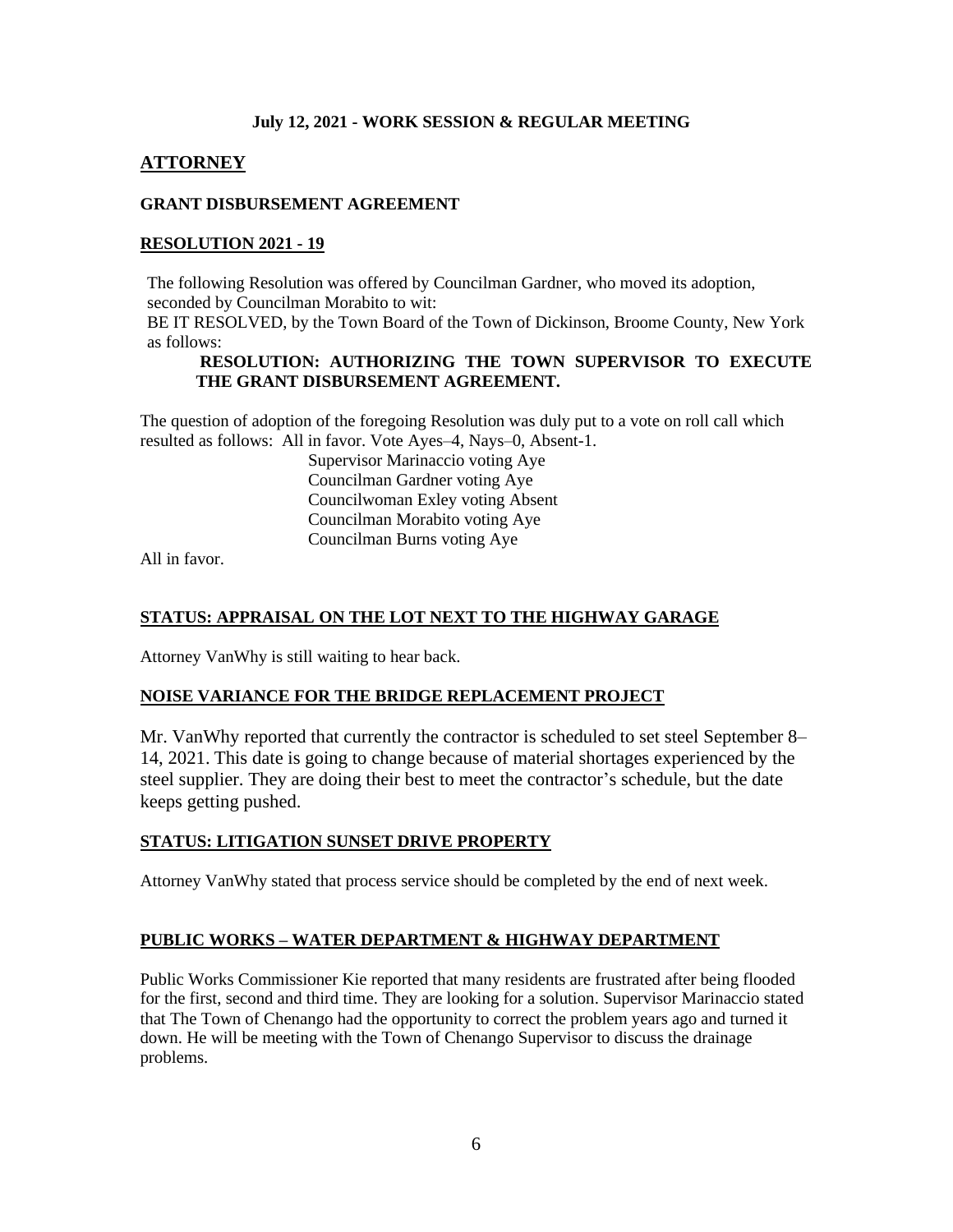**July 12, 2021 - WORK SESSION & REGULAR MEETING**

## ATTORNEY

### GRANT DISBURSEMENT AGREEMENT

### RESOLUTION 2021 - 19

The following Resolution was offered by Councilman Gardner, who moved its adoption, seconded by Councilman Morabito to wit:
BE IT RESOLVED, by the Town Board of the Town of Dickinson, Broome County, New York as follows:

**RESOLUTION: AUTHORIZING THE TOWN SUPERVISOR TO EXECUTE THE GRANT DISBURSEMENT AGREEMENT.**

The question of adoption of the foregoing Resolution was duly put to a vote on roll call which resulted as follows: All in favor. Vote Ayes–4, Nays–0, Absent-1.

Supervisor Marinaccio voting Aye
Councilman Gardner voting Aye
Councilwoman Exley voting Absent
Councilman Morabito voting Aye
Councilman Burns voting Aye

All in favor.

### STATUS: APPRAISAL ON THE LOT NEXT TO THE HIGHWAY GARAGE

Attorney VanWhy is still waiting to hear back.

### NOISE VARIANCE FOR THE BRIDGE REPLACEMENT PROJECT

Mr. VanWhy reported that currently the contractor is scheduled to set steel September 8–14, 2021. This date is going to change because of material shortages experienced by the steel supplier. They are doing their best to meet the contractor's schedule, but the date keeps getting pushed.

### STATUS: LITIGATION SUNSET DRIVE PROPERTY

Attorney VanWhy stated that process service should be completed by the end of next week.

### PUBLIC WORKS – WATER DEPARTMENT & HIGHWAY DEPARTMENT

Public Works Commissioner Kie reported that many residents are frustrated after being flooded for the first, second and third time. They are looking for a solution. Supervisor Marinaccio stated that The Town of Chenango had the opportunity to correct the problem years ago and turned it down. He will be meeting with the Town of Chenango Supervisor to discuss the drainage problems.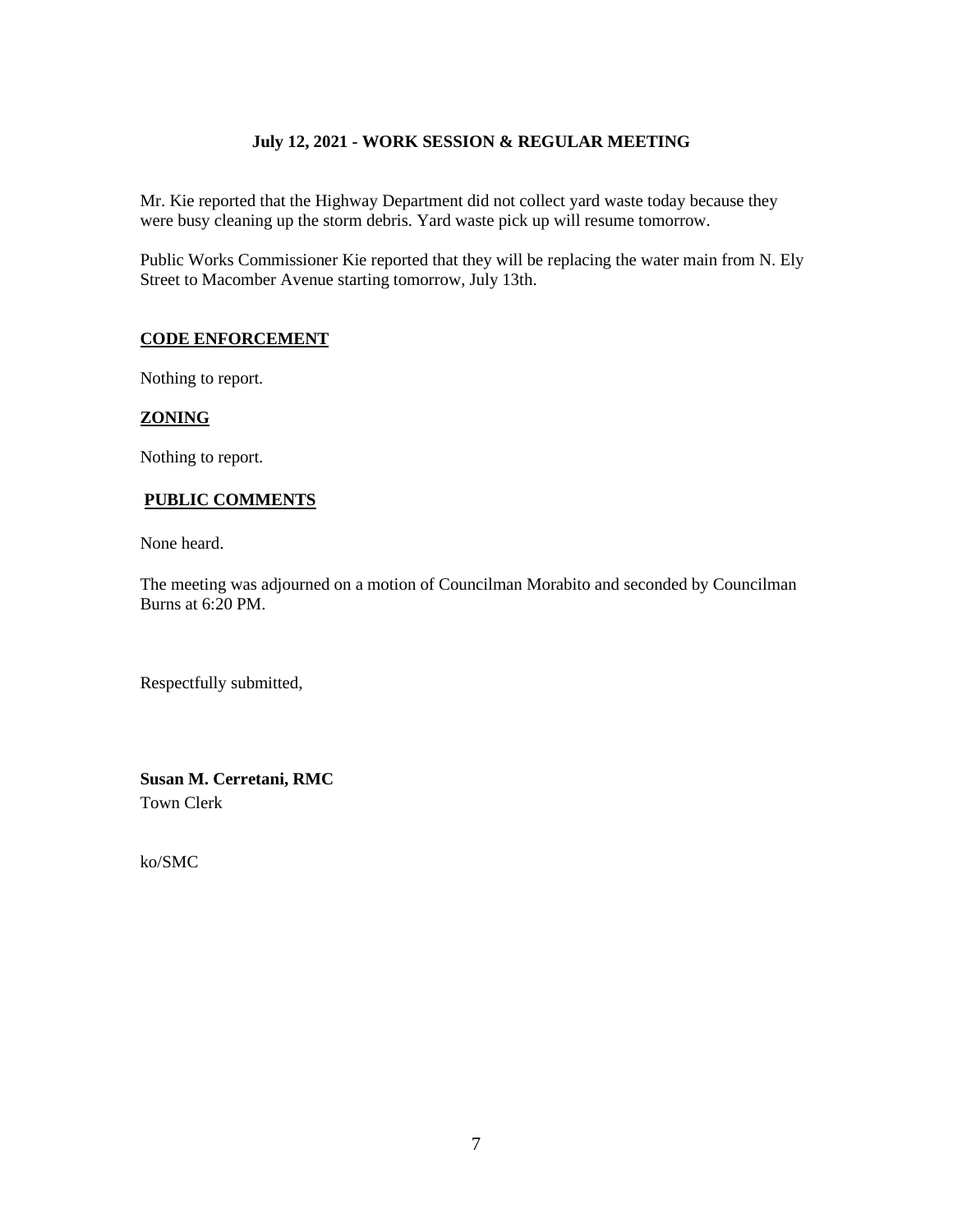**July 12, 2021 - WORK SESSION & REGULAR MEETING**

Mr. Kie reported that the Highway Department did not collect yard waste today because they were busy cleaning up the storm debris. Yard waste pick up will resume tomorrow.

Public Works Commissioner Kie reported that they will be replacing the water main from N. Ely Street to Macomber Avenue starting tomorrow, July 13th.

## CODE ENFORCEMENT

Nothing to report.

## ZONING

Nothing to report.

## PUBLIC COMMENTS

None heard.

The meeting was adjourned on a motion of Councilman Morabito and seconded by Councilman Burns at 6:20 PM.

Respectfully submitted,

**Susan M. Cerretani, RMC**
Town Clerk

ko/SMC